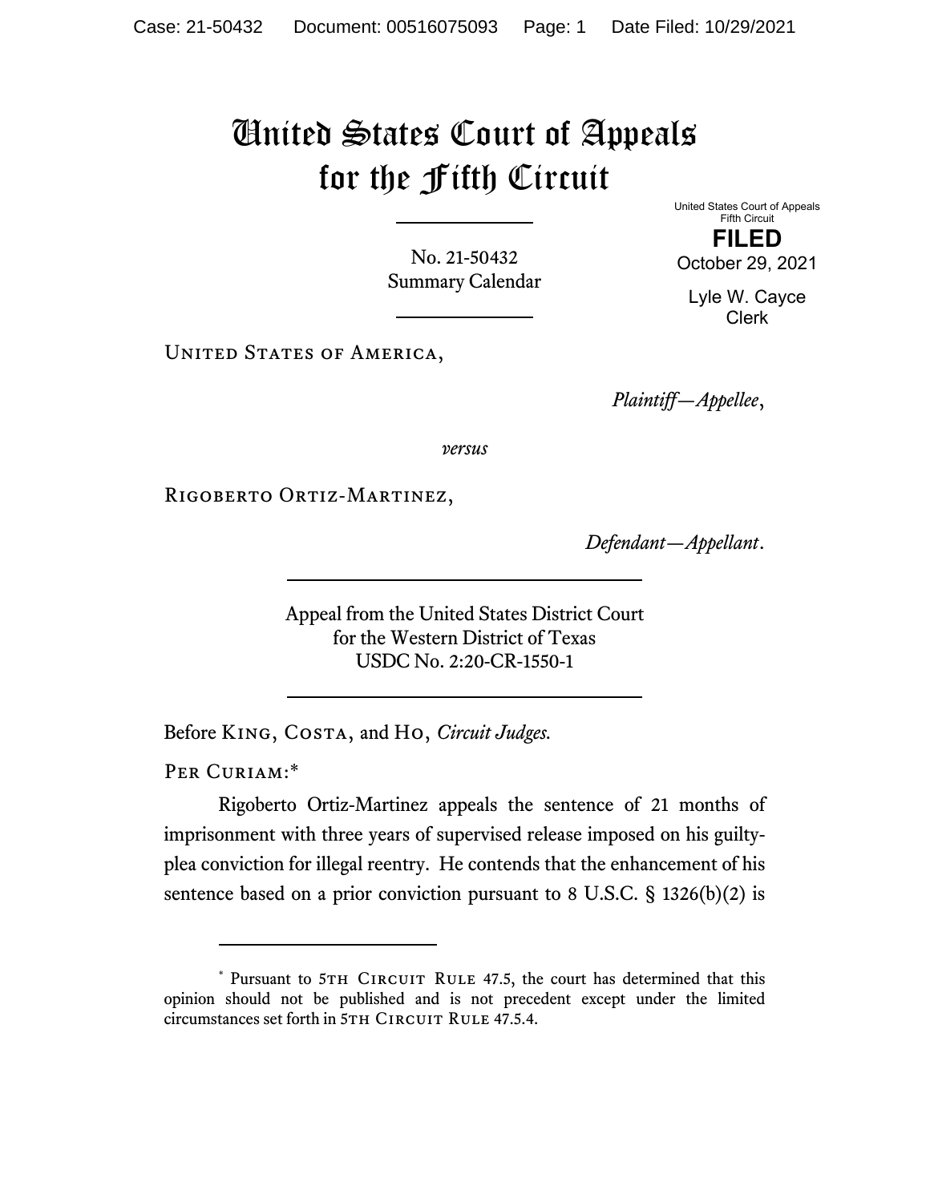# United States Court of Appeals for the Fifth Circuit

United States Court of Appeals
Fifth Circuit

**FILED**

October 29, 2021

Lyle W. Cayce
Clerk

No. 21-50432
Summary Calendar

United States of America,

*Plaintiff—Appellee*,

*versus*

Rigoberto Ortiz-Martinez,

*Defendant—Appellant*.

Appeal from the United States District Court
for the Western District of Texas
USDC No. 2:20-CR-1550-1

Before King, Costa, and Ho, *Circuit Judges.*

Per Curiam:*

Rigoberto Ortiz-Martinez appeals the sentence of 21 months of imprisonment with three years of supervised release imposed on his guilty-plea conviction for illegal reentry. He contends that the enhancement of his sentence based on a prior conviction pursuant to 8 U.S.C. § 1326(b)(2) is

---

\* Pursuant to 5th Circuit Rule 47.5, the court has determined that this opinion should not be published and is not precedent except under the limited circumstances set forth in 5th Circuit Rule 47.5.4.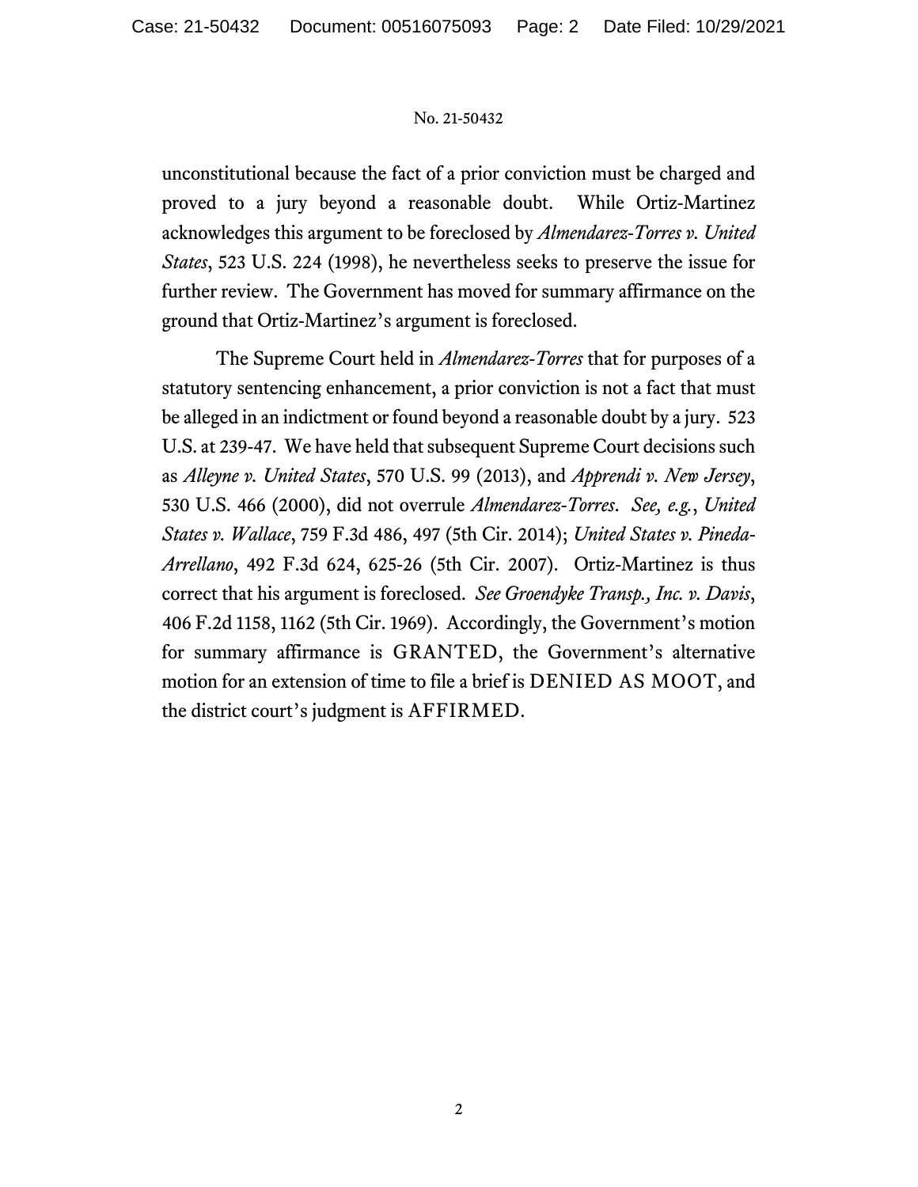unconstitutional because the fact of a prior conviction must be charged and proved to a jury beyond a reasonable doubt. While Ortiz-Martinez acknowledges this argument to be foreclosed by *Almendarez-Torres v. United States*, 523 U.S. 224 (1998), he nevertheless seeks to preserve the issue for further review. The Government has moved for summary affirmance on the ground that Ortiz-Martinez's argument is foreclosed.

The Supreme Court held in *Almendarez-Torres* that for purposes of a statutory sentencing enhancement, a prior conviction is not a fact that must be alleged in an indictment or found beyond a reasonable doubt by a jury. 523 U.S. at 239-47. We have held that subsequent Supreme Court decisions such as *Alleyne v. United States*, 570 U.S. 99 (2013), and *Apprendi v. New Jersey*, 530 U.S. 466 (2000), did not overrule *Almendarez-Torres*. *See, e.g.*, *United States v. Wallace*, 759 F.3d 486, 497 (5th Cir. 2014); *United States v. Pineda-Arrellano*, 492 F.3d 624, 625-26 (5th Cir. 2007). Ortiz-Martinez is thus correct that his argument is foreclosed. *See Groendyke Transp., Inc. v. Davis*, 406 F.2d 1158, 1162 (5th Cir. 1969). Accordingly, the Government's motion for summary affirmance is GRANTED, the Government's alternative motion for an extension of time to file a brief is DENIED AS MOOT, and the district court's judgment is AFFIRMED.